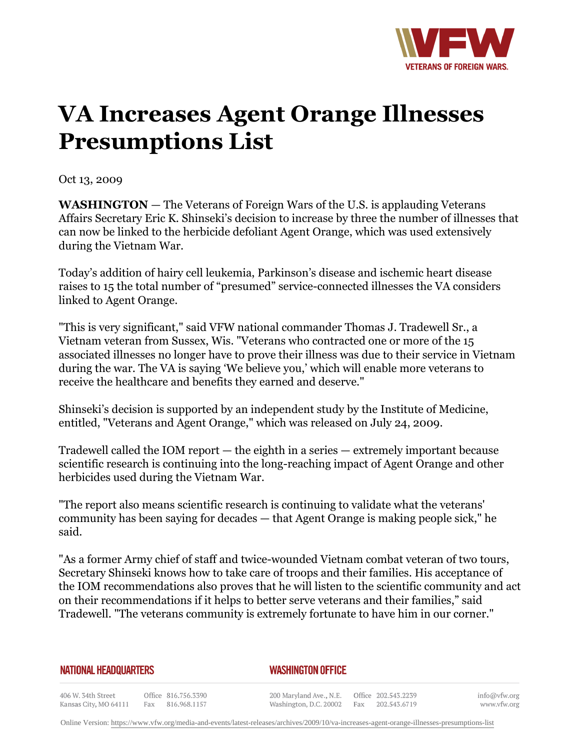# VA Increases Agent Orange Illnesses Presumptions List

Oct 13, 2009

**WASHINGTON** — The Veterans of Foreign Wars of the U.S. is applauding Veterans Affairs Secretary Eric K. Shinseki's decision to increase by three the number of illnesses that can now be linked to the herbicide defoliant Agent Orange, which was used extensively during the Vietnam War.

Today's addition of hairy cell leukemia, Parkinson's disease and ischemic heart disease raises to 15 the total number of "presumed" service-connected illnesses the VA considers linked to Agent Orange.

"This is very significant," said VFW national commander Thomas J. Tradewell Sr., a Vietnam veteran from Sussex, Wis. "Veterans who contracted one or more of the 15 associated illnesses no longer have to prove their illness was due to their service in Vietnam during the war. The VA is saying 'We believe you,' which will enable more veterans to receive the healthcare and benefits they earned and deserve."

Shinseki's decision is supported by an independent study by the Institute of Medicine, entitled, "Veterans and Agent Orange," which was released on July 24, 2009.

Tradewell called the IOM report — the eighth in a series — extremely important because scientific research is continuing into the long-reaching impact of Agent Orange and other herbicides used during the Vietnam War.

"The report also means scientific research is continuing to validate what the veterans' community has been saying for decades — that Agent Orange is making people sick," he said.

"As a former Army chief of staff and twice-wounded Vietnam combat veteran of two tours, Secretary Shinseki knows how to take care of troops and their families. His acceptance of the IOM recommendations also proves that he will listen to the scientific community and act on their recommendations if it helps to better serve veterans and their families," said Tradewell. "The veterans community is extremely fortunate to have him in our corner."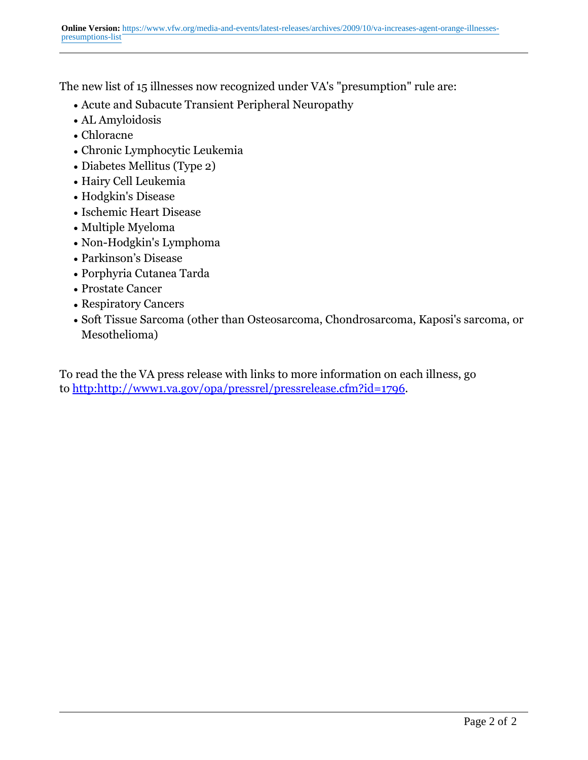The new list of 15 illnesses now recognized under VA's "presumption" rule are:

- Acute and Subacute Transient Peripheral Neuropathy
- AL Amyloidosis
- Chloracne
- Chronic Lymphocytic Leukemia
- Diabetes Mellitus (Type 2)
- Hairy Cell Leukemia
- Hodgkin's Disease
- Ischemic Heart Disease
- Multiple Myeloma
- Non-Hodgkin's Lymphoma
- Parkinson's Disease
- Porphyria Cutanea Tarda
- Prostate Cancer
- Respiratory Cancers
- Soft Tissue Sarcoma (other than Osteosarcoma, Chondrosarcoma, Kaposi's sarcoma, or Mesothelioma)

To read the the VA press release with links to more information on each illness, go to [http:http://www1.va.gov/opa/pressrel/pressrelease.cfm?id=1796](http://www1.va.gov/opa/pressrel/pressrelease.cfm?id=1796).